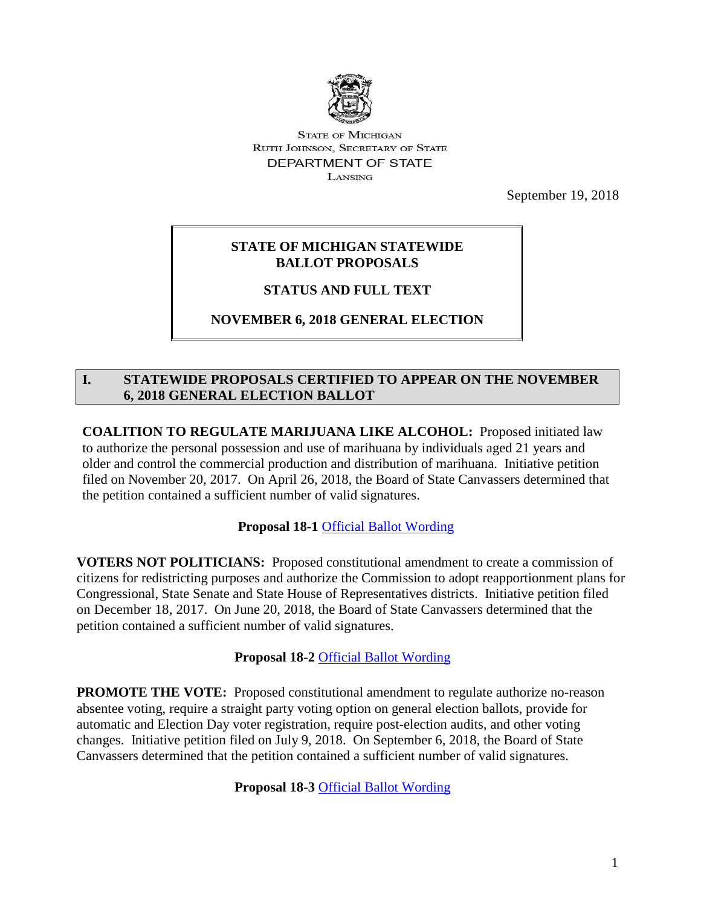STATE OF MICHIGAN
RUTH JOHNSON, SECRETARY OF STATE
DEPARTMENT OF STATE
LANSING

September 19, 2018

# STATE OF MICHIGAN STATEWIDE BALLOT PROPOSALS

## STATUS AND FULL TEXT

## NOVEMBER 6, 2018 GENERAL ELECTION

## I. STATEWIDE PROPOSALS CERTIFIED TO APPEAR ON THE NOVEMBER 6, 2018 GENERAL ELECTION BALLOT

**COALITION TO REGULATE MARIJUANA LIKE ALCOHOL:** Proposed initiated law to authorize the personal possession and use of marihuana by individuals aged 21 years and older and control the commercial production and distribution of marihuana. Initiative petition filed on November 20, 2017. On April 26, 2018, the Board of State Canvassers determined that the petition contained a sufficient number of valid signatures.

**Proposal 18-1** Official Ballot Wording

**VOTERS NOT POLITICIANS:** Proposed constitutional amendment to create a commission of citizens for redistricting purposes and authorize the Commission to adopt reapportionment plans for Congressional, State Senate and State House of Representatives districts. Initiative petition filed on December 18, 2017. On June 20, 2018, the Board of State Canvassers determined that the petition contained a sufficient number of valid signatures.

**Proposal 18-2** Official Ballot Wording

**PROMOTE THE VOTE:** Proposed constitutional amendment to regulate authorize no-reason absentee voting, require a straight party voting option on general election ballots, provide for automatic and Election Day voter registration, require post-election audits, and other voting changes. Initiative petition filed on July 9, 2018. On September 6, 2018, the Board of State Canvassers determined that the petition contained a sufficient number of valid signatures.

**Proposal 18-3** Official Ballot Wording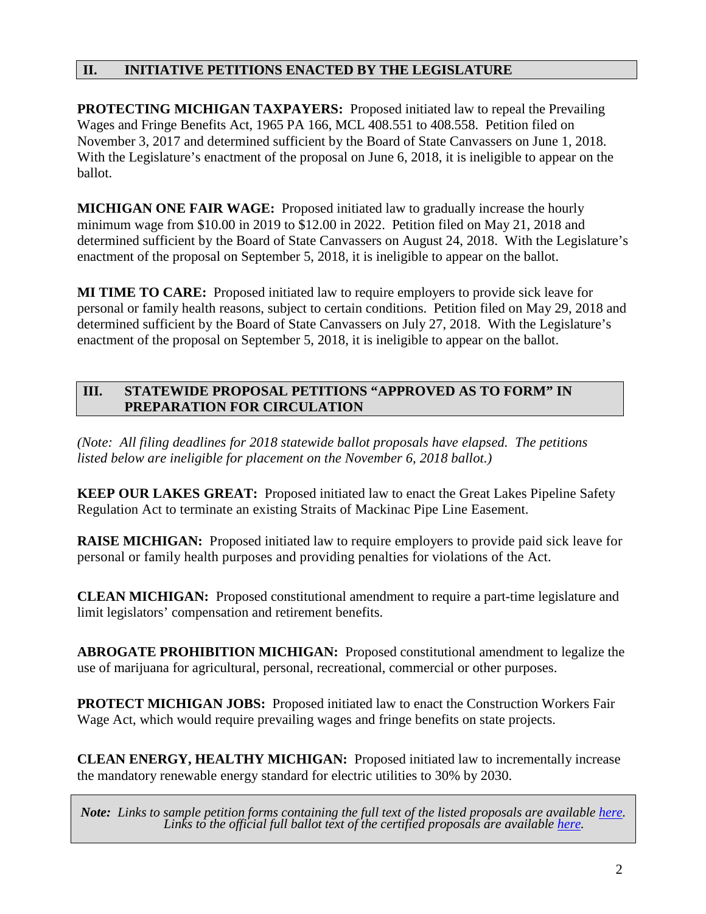## II. INITIATIVE PETITIONS ENACTED BY THE LEGISLATURE

**PROTECTING MICHIGAN TAXPAYERS:** Proposed initiated law to repeal the Prevailing Wages and Fringe Benefits Act, 1965 PA 166, MCL 408.551 to 408.558. Petition filed on November 3, 2017 and determined sufficient by the Board of State Canvassers on June 1, 2018. With the Legislature's enactment of the proposal on June 6, 2018, it is ineligible to appear on the ballot.

**MICHIGAN ONE FAIR WAGE:** Proposed initiated law to gradually increase the hourly minimum wage from $10.00 in 2019 to $12.00 in 2022. Petition filed on May 21, 2018 and determined sufficient by the Board of State Canvassers on August 24, 2018. With the Legislature's enactment of the proposal on September 5, 2018, it is ineligible to appear on the ballot.

**MI TIME TO CARE:** Proposed initiated law to require employers to provide sick leave for personal or family health reasons, subject to certain conditions. Petition filed on May 29, 2018 and determined sufficient by the Board of State Canvassers on July 27, 2018. With the Legislature's enactment of the proposal on September 5, 2018, it is ineligible to appear on the ballot.

## III. STATEWIDE PROPOSAL PETITIONS "APPROVED AS TO FORM" IN PREPARATION FOR CIRCULATION

*(Note: All filing deadlines for 2018 statewide ballot proposals have elapsed. The petitions listed below are ineligible for placement on the November 6, 2018 ballot.)*

**KEEP OUR LAKES GREAT:** Proposed initiated law to enact the Great Lakes Pipeline Safety Regulation Act to terminate an existing Straits of Mackinac Pipe Line Easement.

**RAISE MICHIGAN:** Proposed initiated law to require employers to provide paid sick leave for personal or family health purposes and providing penalties for violations of the Act.

**CLEAN MICHIGAN:** Proposed constitutional amendment to require a part-time legislature and limit legislators' compensation and retirement benefits.

**ABROGATE PROHIBITION MICHIGAN:** Proposed constitutional amendment to legalize the use of marijuana for agricultural, personal, recreational, commercial or other purposes.

**PROTECT MICHIGAN JOBS:** Proposed initiated law to enact the Construction Workers Fair Wage Act, which would require prevailing wages and fringe benefits on state projects.

**CLEAN ENERGY, HEALTHY MICHIGAN:** Proposed initiated law to incrementally increase the mandatory renewable energy standard for electric utilities to 30% by 2030.

***Note:*** *Links to sample petition forms containing the full text of the listed proposals are available [here](). Links to the official full ballot text of the certified proposals are available [here]().*